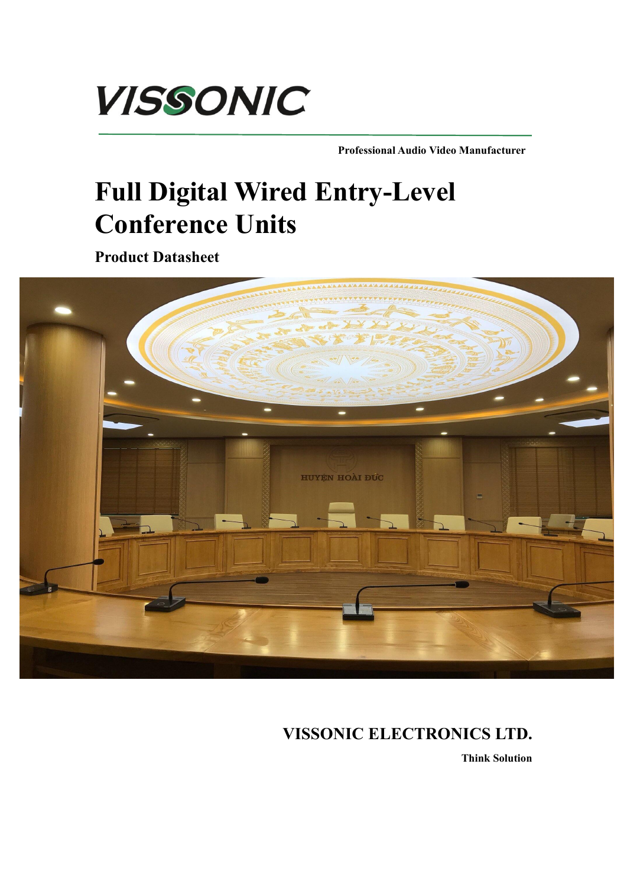VISSONIC

Professional Audio Video Manufacturer

# Full Digital Wired Entry-Level Conference Units

**Product Datasheet**

**VISSONIC ELECTRONICS LTD.**

**Think Solution**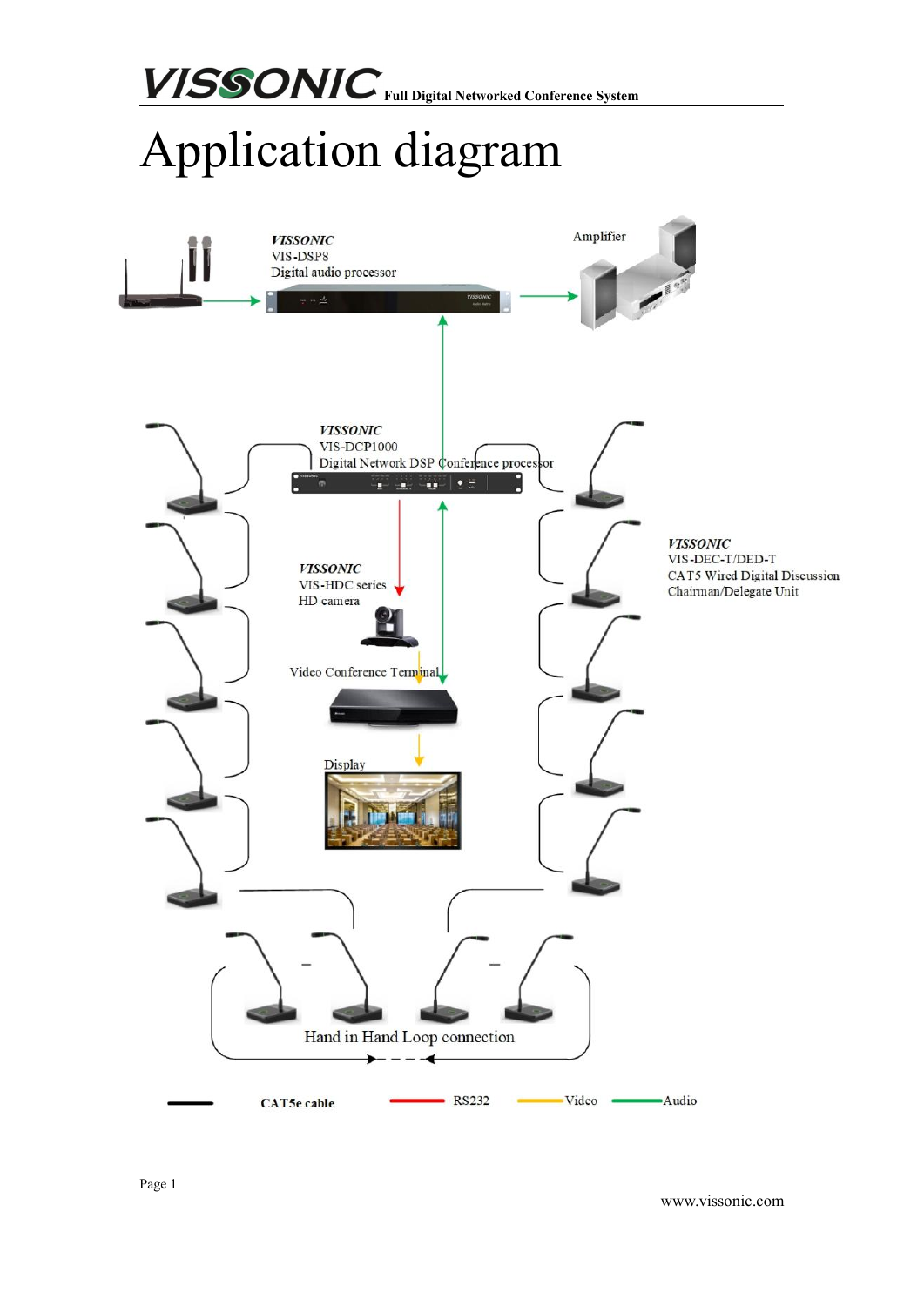# Application diagram

VISSONIC
VIS-DSP8
Digital audio processor

Amplifier

VISSONIC
VIS-DCP1000
Digital Network DSP Conference processor

VISSONIC
VIS-DEC-T/DED-T
CAT5 Wired Digital Discussion
Chairman/Delegate Unit

VISSONIC
VIS-HDC series
HD camera

Video Conference Terminal

Display

Hand in Hand Loop connection

CAT5e cable — RS232 — Video — Audio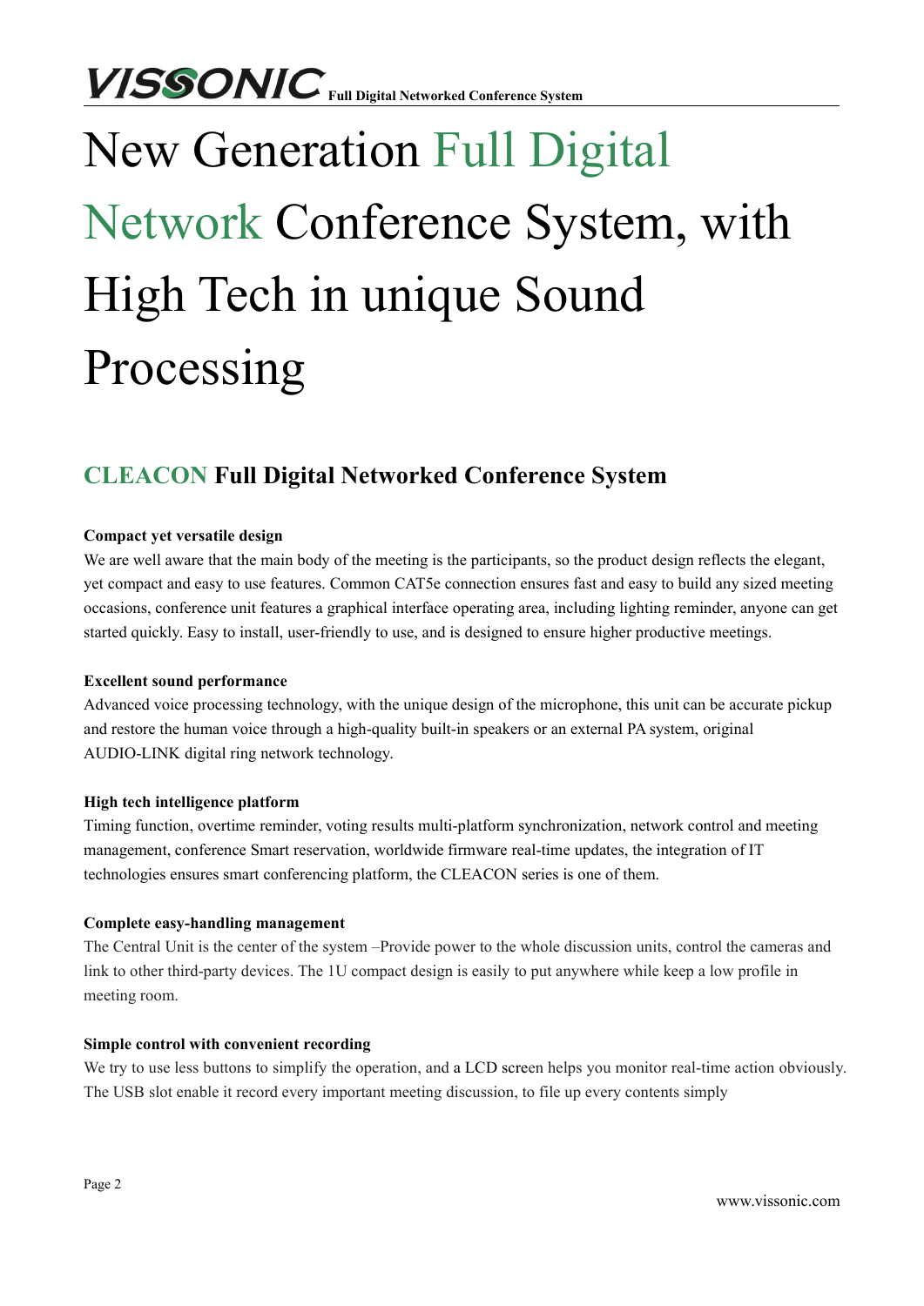# New Generation Full Digital Network Conference System, with High Tech in unique Sound Processing

## CLEACON Full Digital Networked Conference System

**Compact yet versatile design**

We are well aware that the main body of the meeting is the participants, so the product design reflects the elegant, yet compact and easy to use features. Common CAT5e connection ensures fast and easy to build any sized meeting occasions, conference unit features a graphical interface operating area, including lighting reminder, anyone can get started quickly. Easy to install, user-friendly to use, and is designed to ensure higher productive meetings.

**Excellent sound performance**

Advanced voice processing technology, with the unique design of the microphone, this unit can be accurate pickup and restore the human voice through a high-quality built-in speakers or an external PA system, original AUDIO-LINK digital ring network technology.

**High tech intelligence platform**

Timing function, overtime reminder, voting results multi-platform synchronization, network control and meeting management, conference Smart reservation, worldwide firmware real-time updates, the integration of IT technologies ensures smart conferencing platform, the CLEACON series is one of them.

**Complete easy-handling management**

The Central Unit is the center of the system –Provide power to the whole discussion units, control the cameras and link to other third-party devices. The 1U compact design is easily to put anywhere while keep a low profile in meeting room.

**Simple control with convenient recording**

We try to use less buttons to simplify the operation, and a LCD screen helps you monitor real-time action obviously. The USB slot enable it record every important meeting discussion, to file up every contents simply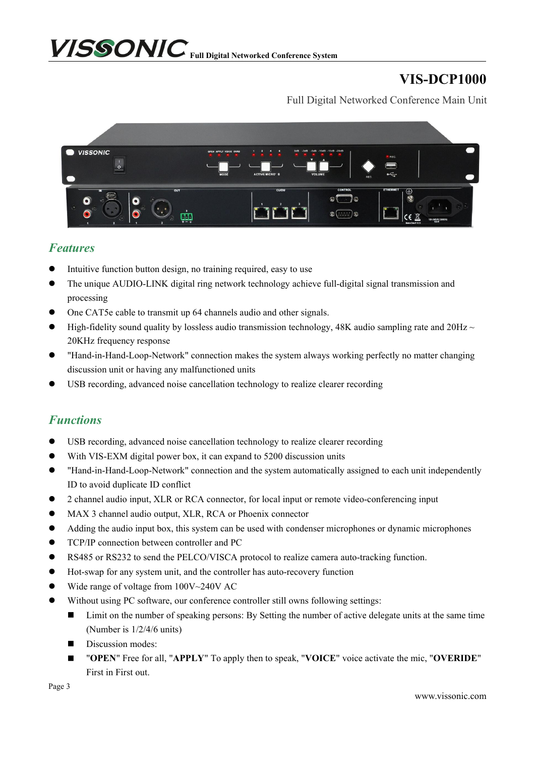# VIS-DCP1000

Full Digital Networked Conference Main Unit

## *Features*

- Intuitive function button design, no training required, easy to use
- The unique AUDIO-LINK digital ring network technology achieve full-digital signal transmission and processing
- One CAT5e cable to transmit up 64 channels audio and other signals.
- High-fidelity sound quality by lossless audio transmission technology, 48K audio sampling rate and 20Hz ~ 20KHz frequency response
- "Hand-in-Hand-Loop-Network" connection makes the system always working perfectly no matter changing discussion unit or having any malfunctioned units
- USB recording, advanced noise cancellation technology to realize clearer recording

## *Functions*

- USB recording, advanced noise cancellation technology to realize clearer recording
- With VIS-EXM digital power box, it can expand to 5200 discussion units
- "Hand-in-Hand-Loop-Network" connection and the system automatically assigned to each unit independently ID to avoid duplicate ID conflict
- 2 channel audio input, XLR or RCA connector, for local input or remote video-conferencing input
- MAX 3 channel audio output, XLR, RCA or Phoenix connector
- Adding the audio input box, this system can be used with condenser microphones or dynamic microphones
- TCP/IP connection between controller and PC
- RS485 or RS232 to send the PELCO/VISCA protocol to realize camera auto-tracking function.
- Hot-swap for any system unit, and the controller has auto-recovery function
- Wide range of voltage from 100V~240V AC
- Without using PC software, our conference controller still owns following settings:
  - Limit on the number of speaking persons: By Setting the number of active delegate units at the same time (Number is 1/2/4/6 units)
  - Discussion modes:
  - "**OPEN**" Free for all, "**APPLY**" To apply then to speak, "**VOICE**" voice activate the mic, "**OVERIDE**" First in First out.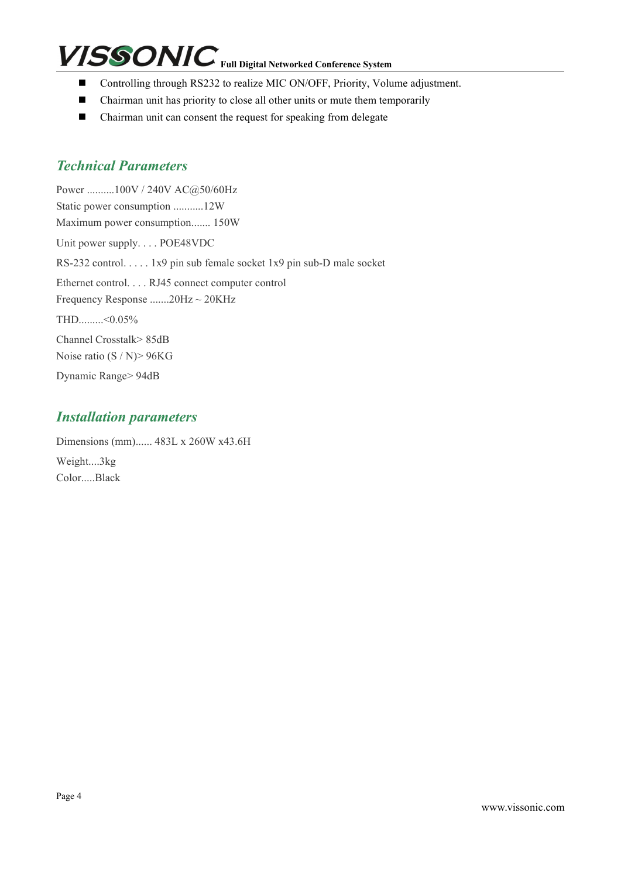- Controlling through RS232 to realize MIC ON/OFF, Priority, Volume adjustment.
- Chairman unit has priority to close all other units or mute them temporarily
- Chairman unit can consent the request for speaking from delegate

## *Technical Parameters*

Power ..........100V / 240V AC@50/60Hz
Static power consumption ...........12W
Maximum power consumption....... 150W

Unit power supply. . . . POE48VDC

RS-232 control. . . . . 1x9 pin sub female socket 1x9 pin sub-D male socket

Ethernet control. . . . RJ45 connect computer control
Frequency Response .......20Hz ~ 20KHz

THD.........<0.05%

Channel Crosstalk> 85dB
Noise ratio (S / N)> 96KG

Dynamic Range> 94dB

## *Installation parameters*

Dimensions (mm)...... 483L x 260W x43.6H

Weight....3kg
Color.....Black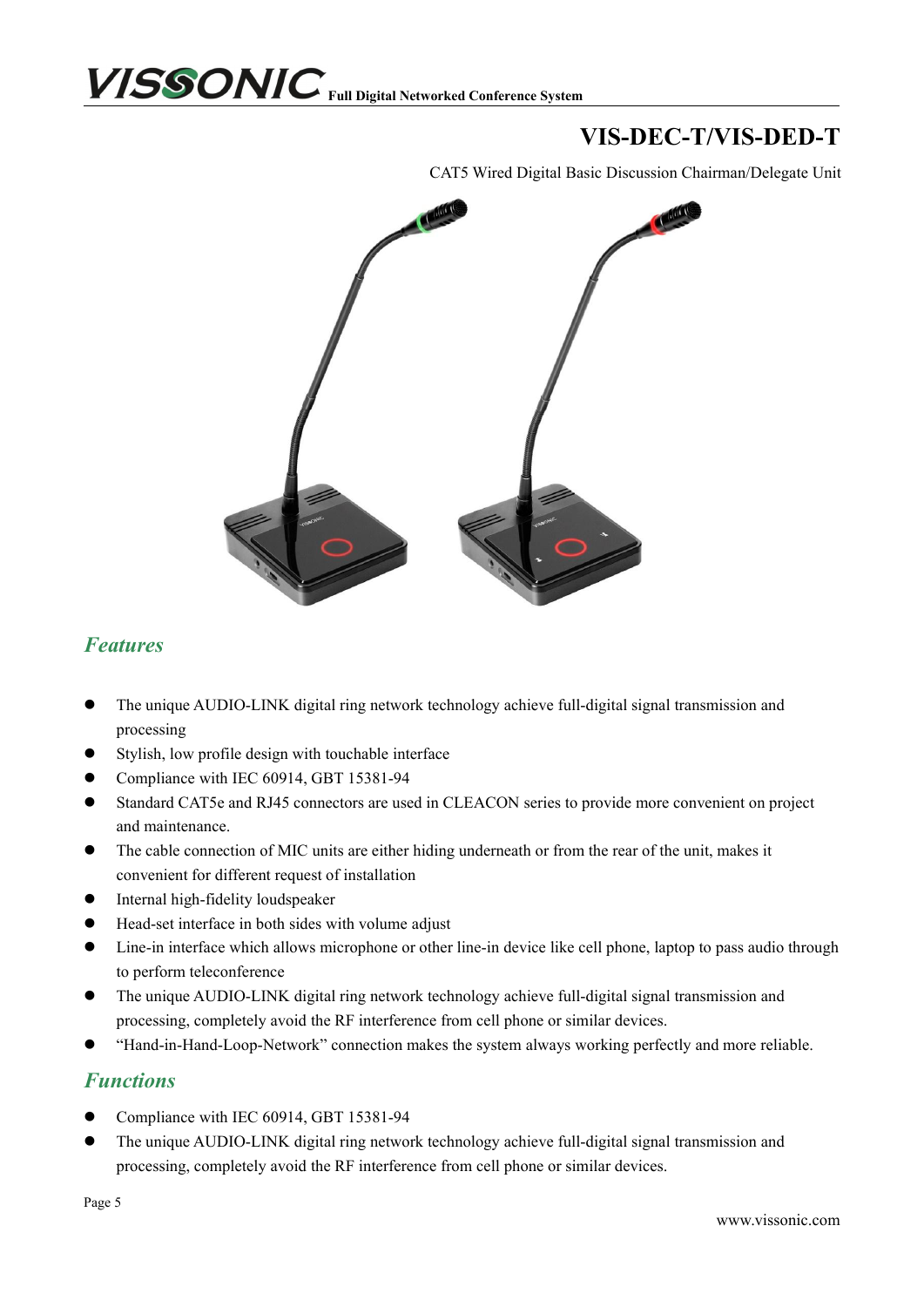# VIS-DEC-T/VIS-DED-T

CAT5 Wired Digital Basic Discussion Chairman/Delegate Unit

## *Features*

- The unique AUDIO-LINK digital ring network technology achieve full-digital signal transmission and processing
- Stylish, low profile design with touchable interface
- Compliance with IEC 60914, GBT 15381-94
- Standard CAT5e and RJ45 connectors are used in CLEACON series to provide more convenient on project and maintenance.
- The cable connection of MIC units are either hiding underneath or from the rear of the unit, makes it convenient for different request of installation
- Internal high-fidelity loudspeaker
- Head-set interface in both sides with volume adjust
- Line-in interface which allows microphone or other line-in device like cell phone, laptop to pass audio through to perform teleconference
- The unique AUDIO-LINK digital ring network technology achieve full-digital signal transmission and processing, completely avoid the RF interference from cell phone or similar devices.
- “Hand-in-Hand-Loop-Network” connection makes the system always working perfectly and more reliable.

## *Functions*

- Compliance with IEC 60914, GBT 15381-94
- The unique AUDIO-LINK digital ring network technology achieve full-digital signal transmission and processing, completely avoid the RF interference from cell phone or similar devices.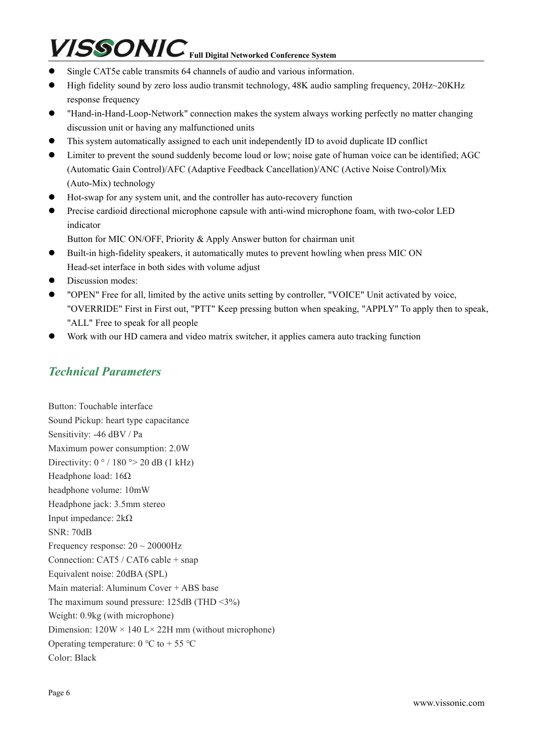- Single CAT5e cable transmits 64 channels of audio and various information.
- High fidelity sound by zero loss audio transmit technology, 48K audio sampling frequency, 20Hz~20KHz response frequency
- "Hand-in-Hand-Loop-Network" connection makes the system always working perfectly no matter changing discussion unit or having any malfunctioned units
- This system automatically assigned to each unit independently ID to avoid duplicate ID conflict
- Limiter to prevent the sound suddenly become loud or low; noise gate of human voice can be identified; AGC (Automatic Gain Control)/AFC (Adaptive Feedback Cancellation)/ANC (Active Noise Control)/Mix (Auto-Mix) technology
- Hot-swap for any system unit, and the controller has auto-recovery function
- Precise cardioid directional microphone capsule with anti-wind microphone foam, with two-color LED indicator

  Button for MIC ON/OFF, Priority & Apply Answer button for chairman unit
- Built-in high-fidelity speakers, it automatically mutes to prevent howling when press MIC ON

  Head-set interface in both sides with volume adjust
- Discussion modes:
- "OPEN" Free for all, limited by the active units setting by controller, "VOICE" Unit activated by voice, "OVERRIDE" First in First out, "PTT" Keep pressing button when speaking, "APPLY" To apply then to speak, "ALL" Free to speak for all people
- Work with our HD camera and video matrix switcher, it applies camera auto tracking function

## *Technical Parameters*

Button: Touchable interface

Sound Pickup: heart type capacitance

Sensitivity: -46 dBV / Pa

Maximum power consumption: 2.0W

Directivity: 0 ° / 180 °> 20 dB (1 kHz)

Headphone load: 16Ω

headphone volume: 10mW

Headphone jack: 3.5mm stereo

Input impedance: 2kΩ

SNR: 70dB

Frequency response: 20 ~ 20000Hz

Connection: CAT5 / CAT6 cable + snap

Equivalent noise: 20dBA (SPL)

Main material: Aluminum Cover + ABS base

The maximum sound pressure: 125dB (THD <3%)

Weight: 0.9kg (with microphone)

Dimension: 120W × 140 L× 22H mm (without microphone)

Operating temperature: 0 ℃ to + 55 ℃

Color: Black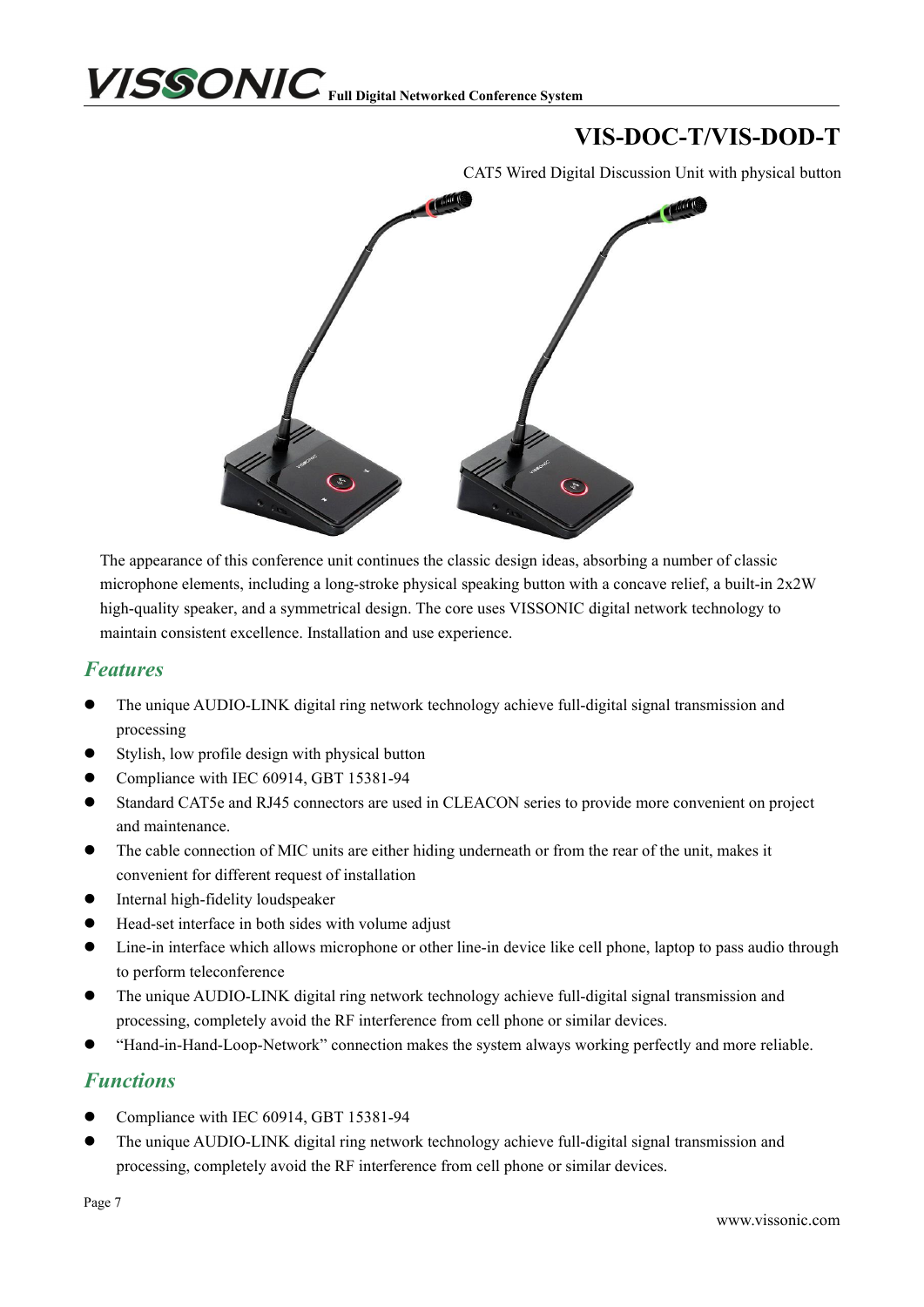# VIS-DOC-T/VIS-DOD-T

CAT5 Wired Digital Discussion Unit with physical button

The appearance of this conference unit continues the classic design ideas, absorbing a number of classic microphone elements, including a long-stroke physical speaking button with a concave relief, a built-in 2x2W high-quality speaker, and a symmetrical design. The core uses VISSONIC digital network technology to maintain consistent excellence. Installation and use experience.

## *Features*

- The unique AUDIO-LINK digital ring network technology achieve full-digital signal transmission and processing
- Stylish, low profile design with physical button
- Compliance with IEC 60914, GBT 15381-94
- Standard CAT5e and RJ45 connectors are used in CLEACON series to provide more convenient on project and maintenance.
- The cable connection of MIC units are either hiding underneath or from the rear of the unit, makes it convenient for different request of installation
- Internal high-fidelity loudspeaker
- Head-set interface in both sides with volume adjust
- Line-in interface which allows microphone or other line-in device like cell phone, laptop to pass audio through to perform teleconference
- The unique AUDIO-LINK digital ring network technology achieve full-digital signal transmission and processing, completely avoid the RF interference from cell phone or similar devices.
- "Hand-in-Hand-Loop-Network" connection makes the system always working perfectly and more reliable.

## *Functions*

- Compliance with IEC 60914, GBT 15381-94
- The unique AUDIO-LINK digital ring network technology achieve full-digital signal transmission and processing, completely avoid the RF interference from cell phone or similar devices.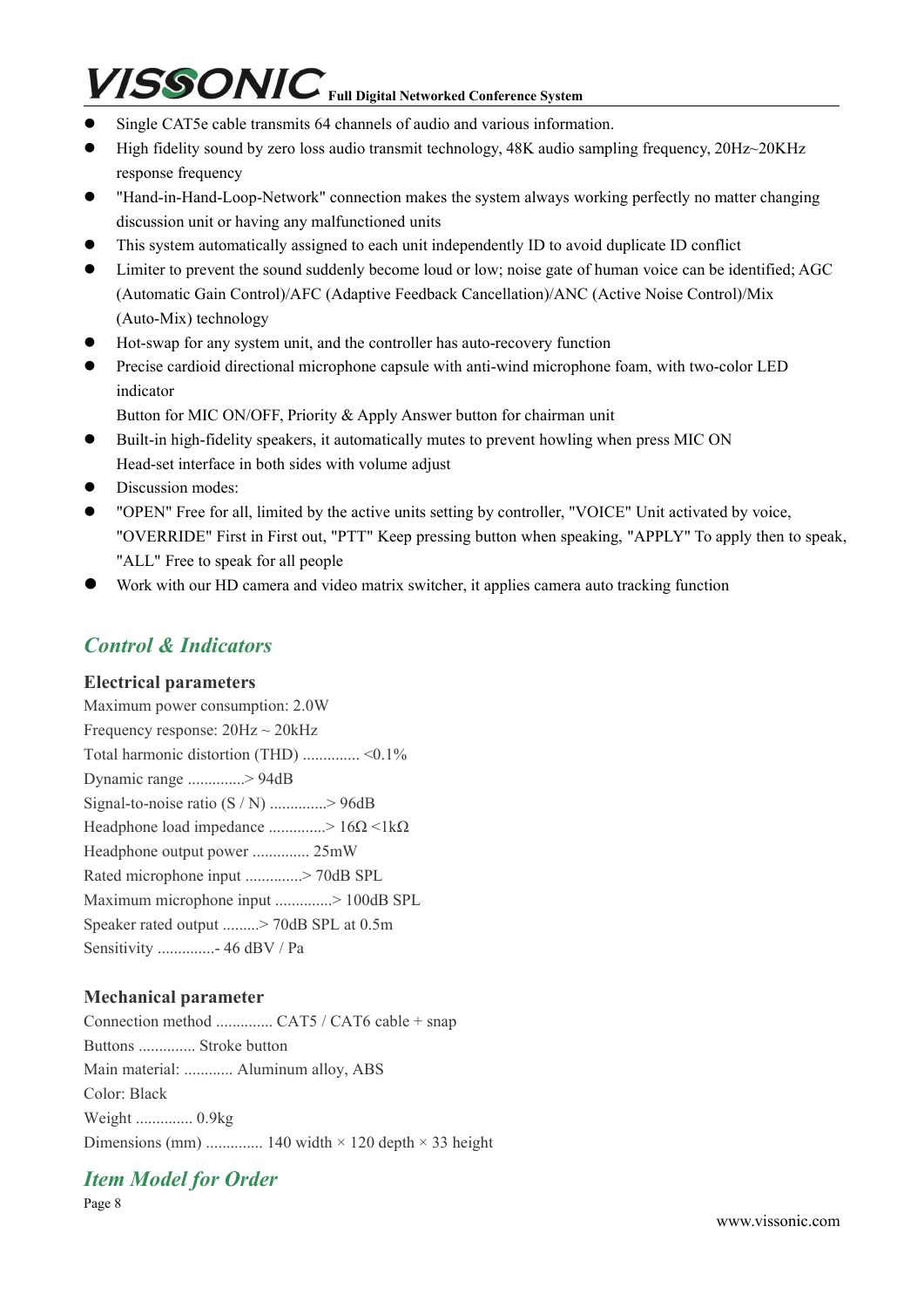- Single CAT5e cable transmits 64 channels of audio and various information.
- High fidelity sound by zero loss audio transmit technology, 48K audio sampling frequency, 20Hz~20KHz response frequency
- "Hand-in-Hand-Loop-Network" connection makes the system always working perfectly no matter changing discussion unit or having any malfunctioned units
- This system automatically assigned to each unit independently ID to avoid duplicate ID conflict
- Limiter to prevent the sound suddenly become loud or low; noise gate of human voice can be identified; AGC (Automatic Gain Control)/AFC (Adaptive Feedback Cancellation)/ANC (Active Noise Control)/Mix (Auto-Mix) technology
- Hot-swap for any system unit, and the controller has auto-recovery function
- Precise cardioid directional microphone capsule with anti-wind microphone foam, with two-color LED indicator

  Button for MIC ON/OFF, Priority & Apply Answer button for chairman unit
- Built-in high-fidelity speakers, it automatically mutes to prevent howling when press MIC ON

  Head-set interface in both sides with volume adjust
- Discussion modes:
- "OPEN" Free for all, limited by the active units setting by controller, "VOICE" Unit activated by voice, "OVERRIDE" First in First out, "PTT" Keep pressing button when speaking, "APPLY" To apply then to speak, "ALL" Free to speak for all people
- Work with our HD camera and video matrix switcher, it applies camera auto tracking function

## *Control & Indicators*

### Electrical parameters

Maximum power consumption: 2.0W

Frequency response: 20Hz ~ 20kHz

Total harmonic distortion (THD) .............. <0.1%

Dynamic range ..............> 94dB

Signal-to-noise ratio (S / N) ..............> 96dB

Headphone load impedance ..............> 16Ω <1kΩ

Headphone output power .............. 25mW

Rated microphone input ..............> 70dB SPL

Maximum microphone input ..............> 100dB SPL

Speaker rated output .........> 70dB SPL at 0.5m

Sensitivity ..............- 46 dBV / Pa

### Mechanical parameter

Connection method .............. CAT5 / CAT6 cable + snap

Buttons .............. Stroke button

Main material: ............ Aluminum alloy, ABS

Color: Black

Weight .............. 0.9kg

Dimensions (mm) .............. 140 width × 120 depth × 33 height

## *Item Model for Order*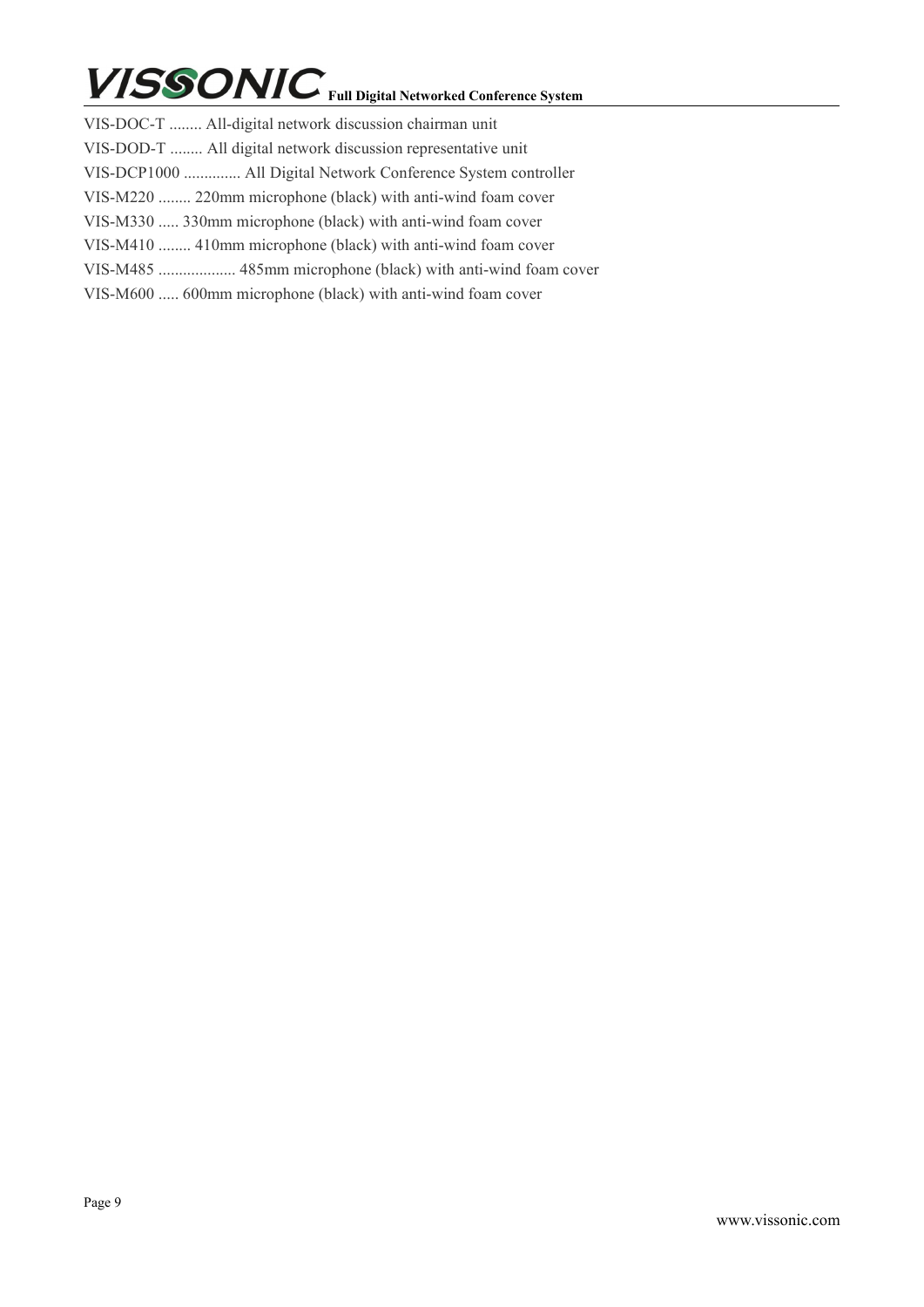VIS-DOC-T ........ All-digital network discussion chairman unit

VIS-DOD-T ........ All digital network discussion representative unit

VIS-DCP1000 .............. All Digital Network Conference System controller

VIS-M220 ........ 220mm microphone (black) with anti-wind foam cover

VIS-M330 ..... 330mm microphone (black) with anti-wind foam cover

VIS-M410 ........ 410mm microphone (black) with anti-wind foam cover

VIS-M485 ................... 485mm microphone (black) with anti-wind foam cover

VIS-M600 ..... 600mm microphone (black) with anti-wind foam cover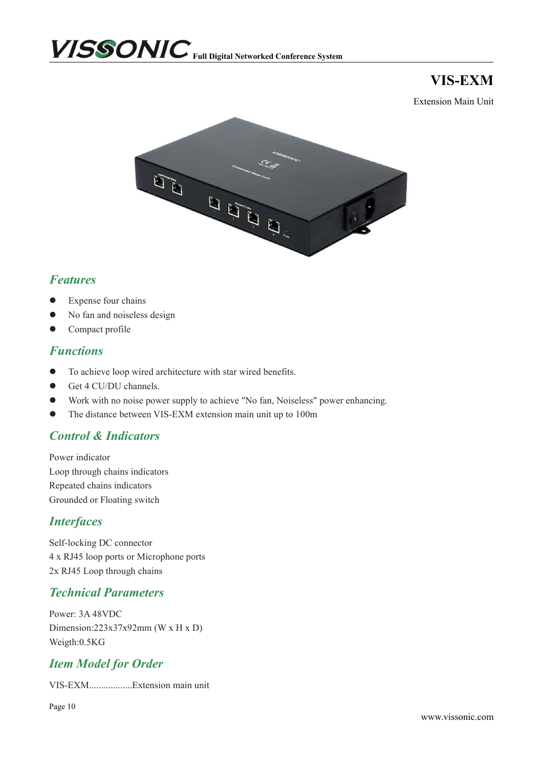# VIS-EXM

Extension Main Unit

## *Features*

- Expense four chains
- No fan and noiseless design
- Compact profile

## *Functions*

- To achieve loop wired architecture with star wired benefits.
- Get 4 CU/DU channels.
- Work with no noise power supply to achieve "No fan, Noiseless" power enhancing.
- The distance between VIS-EXM extension main unit up to 100m

## *Control & Indicators*

Power indicator
Loop through chains indicators
Repeated chains indicators
Grounded or Floating switch

## *Interfaces*

Self-locking DC connector
4 x RJ45 loop ports or Microphone ports
2x RJ45 Loop through chains

## *Technical Parameters*

Power: 3A 48VDC
Dimension:223x37x92mm (W x H x D)
Weigth:0.5KG

## *Item Model for Order*

VIS-EXM..................Extension main unit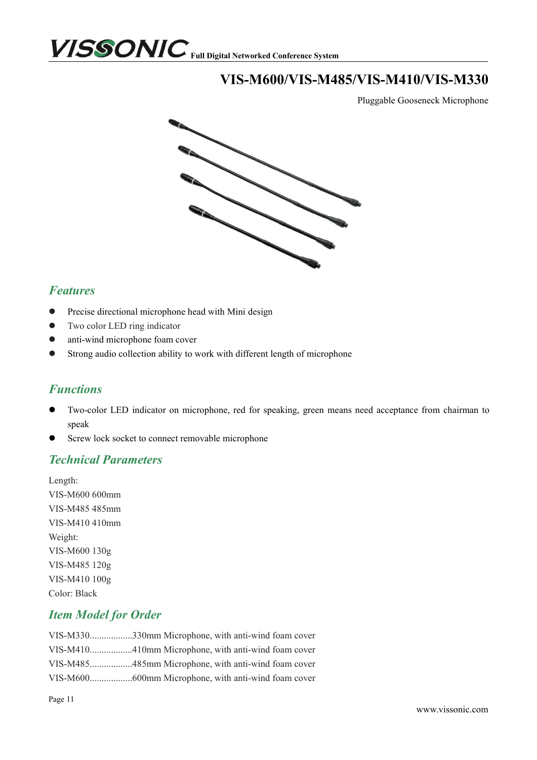# VIS-M600/VIS-M485/VIS-M410/VIS-M330

Pluggable Gooseneck Microphone

## *Features*

- Precise directional microphone head with Mini design
- Two color LED ring indicator
- anti-wind microphone foam cover
- Strong audio collection ability to work with different length of microphone

## *Functions*

- Two-color LED indicator on microphone, red for speaking, green means need acceptance from chairman to speak
- Screw lock socket to connect removable microphone

## *Technical Parameters*

Length:
VIS-M600 600mm
VIS-M485 485mm
VIS-M410 410mm
Weight:
VIS-M600 130g
VIS-M485 120g
VIS-M410 100g
Color: Black

## *Item Model for Order*

VIS-M330..................330mm Microphone, with anti-wind foam cover
VIS-M410..................410mm Microphone, with anti-wind foam cover
VIS-M485..................485mm Microphone, with anti-wind foam cover
VIS-M600..................600mm Microphone, with anti-wind foam cover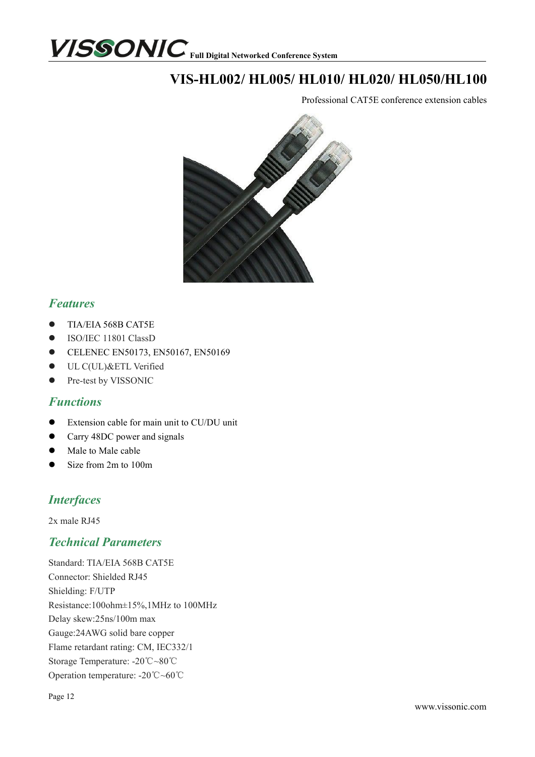# VIS-HL002/ HL005/ HL010/ HL020/ HL050/HL100

Professional CAT5E conference extension cables

## *Features*

- TIA/EIA 568B CAT5E
- ISO/IEC 11801 ClassD
- CELENEC EN50173, EN50167, EN50169
- UL C(UL)&ETL Verified
- Pre-test by VISSONIC

## *Functions*

- Extension cable for main unit to CU/DU unit
- Carry 48DC power and signals
- Male to Male cable
- Size from 2m to 100m

## *Interfaces*

2x male RJ45

## *Technical Parameters*

Standard: TIA/EIA 568B CAT5E
Connector: Shielded RJ45
Shielding: F/UTP
Resistance:100ohm±15%,1MHz to 100MHz
Delay skew:25ns/100m max
Gauge:24AWG solid bare copper
Flame retardant rating: CM, IEC332/1
Storage Temperature: -20℃~80℃
Operation temperature: -20℃~60℃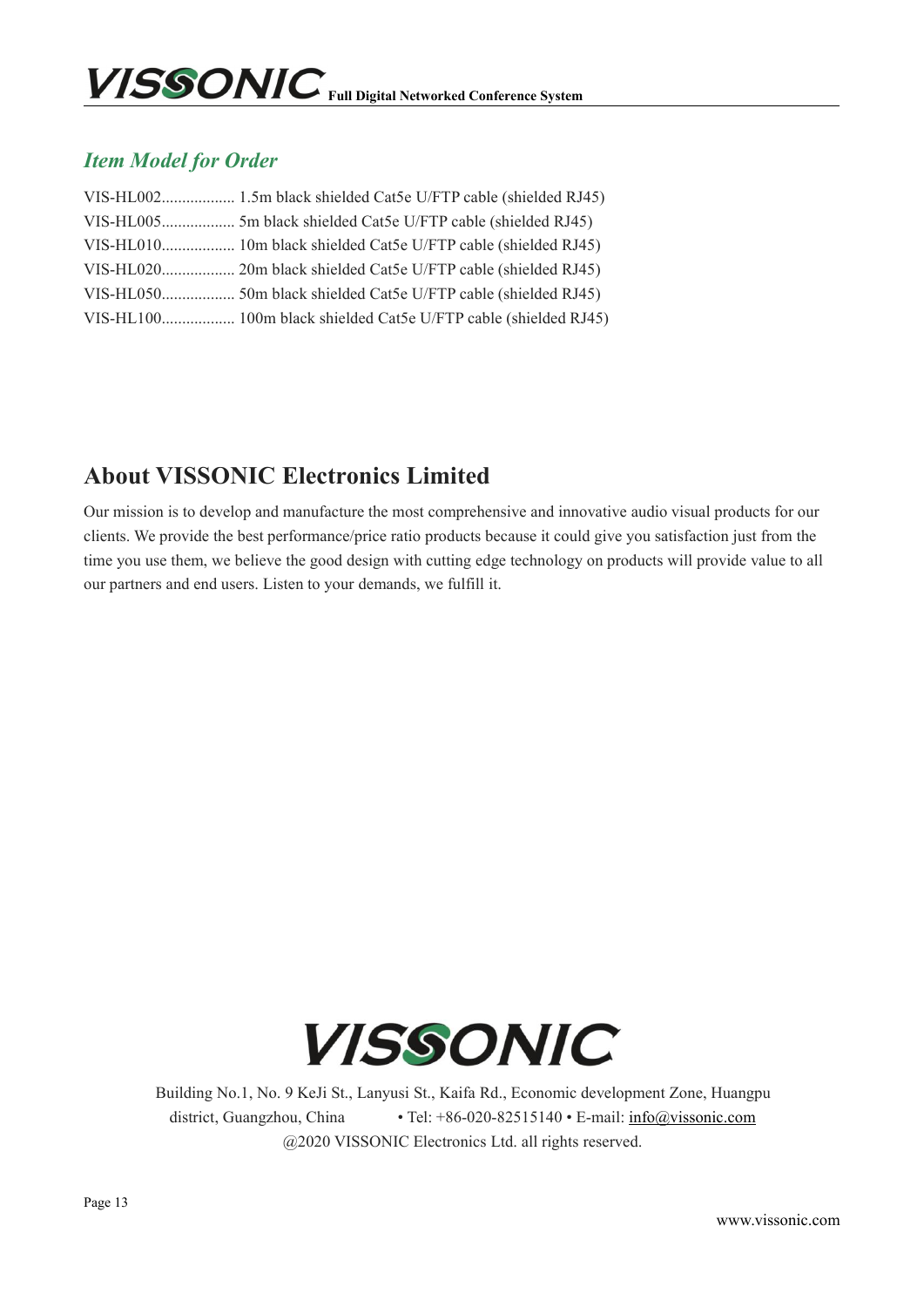## *Item Model for Order*

VIS-HL002.................. 1.5m black shielded Cat5e U/FTP cable (shielded RJ45)
VIS-HL005.................. 5m black shielded Cat5e U/FTP cable (shielded RJ45)
VIS-HL010.................. 10m black shielded Cat5e U/FTP cable (shielded RJ45)
VIS-HL020.................. 20m black shielded Cat5e U/FTP cable (shielded RJ45)
VIS-HL050.................. 50m black shielded Cat5e U/FTP cable (shielded RJ45)
VIS-HL100.................. 100m black shielded Cat5e U/FTP cable (shielded RJ45)

## About VISSONIC Electronics Limited

Our mission is to develop and manufacture the most comprehensive and innovative audio visual products for our clients. We provide the best performance/price ratio products because it could give you satisfaction just from the time you use them, we believe the good design with cutting edge technology on products will provide value to all our partners and end users. Listen to your demands, we fulfill it.

VISSONIC

Building No.1, No. 9 KeJi St., Lanyusi St., Kaifa Rd., Economic development Zone, Huangpu district, Guangzhou, China • Tel: +86-020-82515140 • E-mail: info@vissonic.com
@2020 VISSONIC Electronics Ltd. all rights reserved.

www.vissonic.com